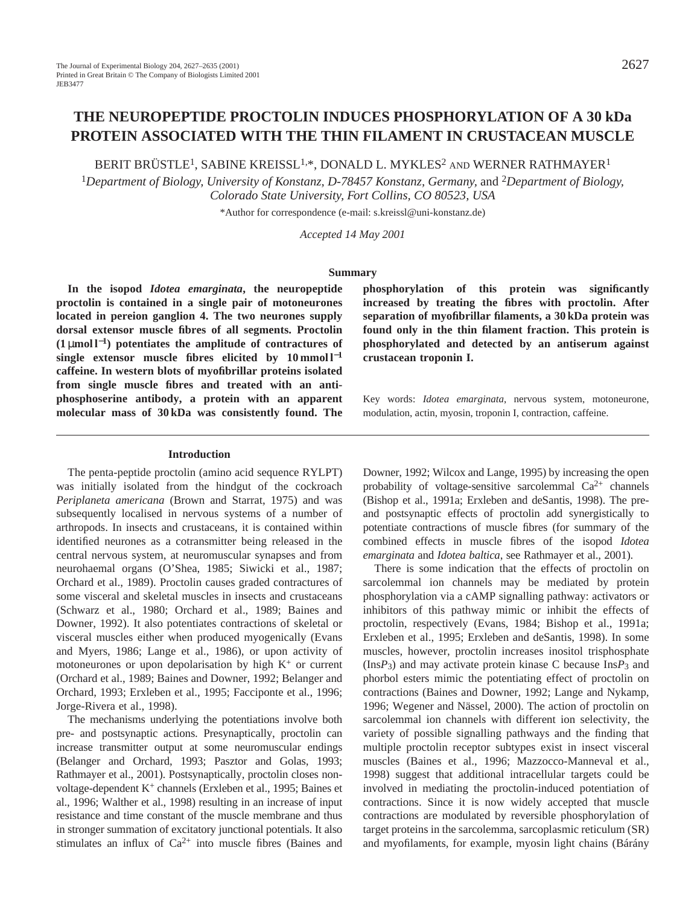# THE NEUROPEPTIDE PROCTOLIN INDUCES PHOSPHORYLATION OF A 30 kDa PROTEIN ASSOCIATED WITH THE THIN FILAMENT IN CRUSTACEAN MUSCLE

BERIT BRÜSTLE[1], SABINE KREISSL[1,*], DONALD L. MYKLES[2] AND WERNER RATHMAYER[1]

[1]*Department of Biology, University of Konstanz, D-78457 Konstanz, Germany,* and [2]*Department of Biology, Colorado State University, Fort Collins, CO 80523, USA*

*Author for correspondence (e-mail: s.kreissl@uni-konstanz.de)

*Accepted 14 May 2001*

## Summary

**In the isopod *Idotea emarginata*, the neuropeptide proctolin is contained in a single pair of motoneurones located in pereion ganglion 4. The two neurones supply dorsal extensor muscle fibres of all segments. Proctolin (1 μmol l$^{-1}$) potentiates the amplitude of contractures of single extensor muscle fibres elicited by 10 mmol l$^{-1}$ caffeine. In western blots of myofibrillar proteins isolated from single muscle fibres and treated with an anti-phosphoserine antibody, a protein with an apparent molecular mass of 30 kDa was consistently found. The phosphorylation of this protein was significantly increased by treating the fibres with proctolin. After separation of myofibrillar filaments, a 30 kDa protein was found only in the thin filament fraction. This protein is phosphorylated and detected by an antiserum against crustacean troponin I.**

Key words: *Idotea emarginata*, nervous system, motoneurone, modulation, actin, myosin, troponin I, contraction, caffeine.

## Introduction

The penta-peptide proctolin (amino acid sequence RYLPT) was initially isolated from the hindgut of the cockroach *Periplaneta americana* (Brown and Starrat, 1975) and was subsequently localised in nervous systems of a number of arthropods. In insects and crustaceans, it is contained within identified neurones as a cotransmitter being released in the central nervous system, at neuromuscular synapses and from neurohaemal organs (O'Shea, 1985; Siwicki et al., 1987; Orchard et al., 1989). Proctolin causes graded contractures of some visceral and skeletal muscles in insects and crustaceans (Schwarz et al., 1980; Orchard et al., 1989; Baines and Downer, 1992). It also potentiates contractions of skeletal or visceral muscles either when produced myogenically (Evans and Myers, 1986; Lange et al., 1986), or upon activity of motoneurones or upon depolarisation by high K$^+$ or current (Orchard et al., 1989; Baines and Downer, 1992; Belanger and Orchard, 1993; Erxleben et al., 1995; Facciponte et al., 1996; Jorge-Rivera et al., 1998).

The mechanisms underlying the potentiations involve both pre- and postsynaptic actions. Presynaptically, proctolin can increase transmitter output at some neuromuscular endings (Belanger and Orchard, 1993; Pasztor and Golas, 1993; Rathmayer et al., 2001). Postsynaptically, proctolin closes non-voltage-dependent K$^+$ channels (Erxleben et al., 1995; Baines et al., 1996; Walther et al., 1998) resulting in an increase of input resistance and time constant of the muscle membrane and thus in stronger summation of excitatory junctional potentials. It also stimulates an influx of Ca$^{2+}$ into muscle fibres (Baines and Downer, 1992; Wilcox and Lange, 1995) by increasing the open probability of voltage-sensitive sarcolemmal Ca$^{2+}$ channels (Bishop et al., 1991a; Erxleben and deSantis, 1998). The pre- and postsynaptic effects of proctolin add synergistically to potentiate contractions of muscle fibres (for summary of the combined effects in muscle fibres of the isopod *Idotea emarginata* and *Idotea baltica*, see Rathmayer et al., 2001).

There is some indication that the effects of proctolin on sarcolemmal ion channels may be mediated by protein phosphorylation via a cAMP signalling pathway: activators or inhibitors of this pathway mimic or inhibit the effects of proctolin, respectively (Evans, 1984; Bishop et al., 1991a; Erxleben et al., 1995; Erxleben and deSantis, 1998). In some muscles, however, proctolin increases inositol trisphosphate (Ins$P_3$) and may activate protein kinase C because Ins$P_3$ and phorbol esters mimic the potentiating effect of proctolin on contractions (Baines and Downer, 1992; Lange and Nykamp, 1996; Wegener and Nässel, 2000). The action of proctolin on sarcolemmal ion channels with different ion selectivity, the variety of possible signalling pathways and the finding that multiple proctolin receptor subtypes exist in insect visceral muscles (Baines et al., 1996; Mazzocco-Manneval et al., 1998) suggest that additional intracellular targets could be involved in mediating the proctolin-induced potentiation of contractions. Since it is now widely accepted that muscle contractions are modulated by reversible phosphorylation of target proteins in the sarcolemma, sarcoplasmic reticulum (SR) and myofilaments, for example, myosin light chains (Bárány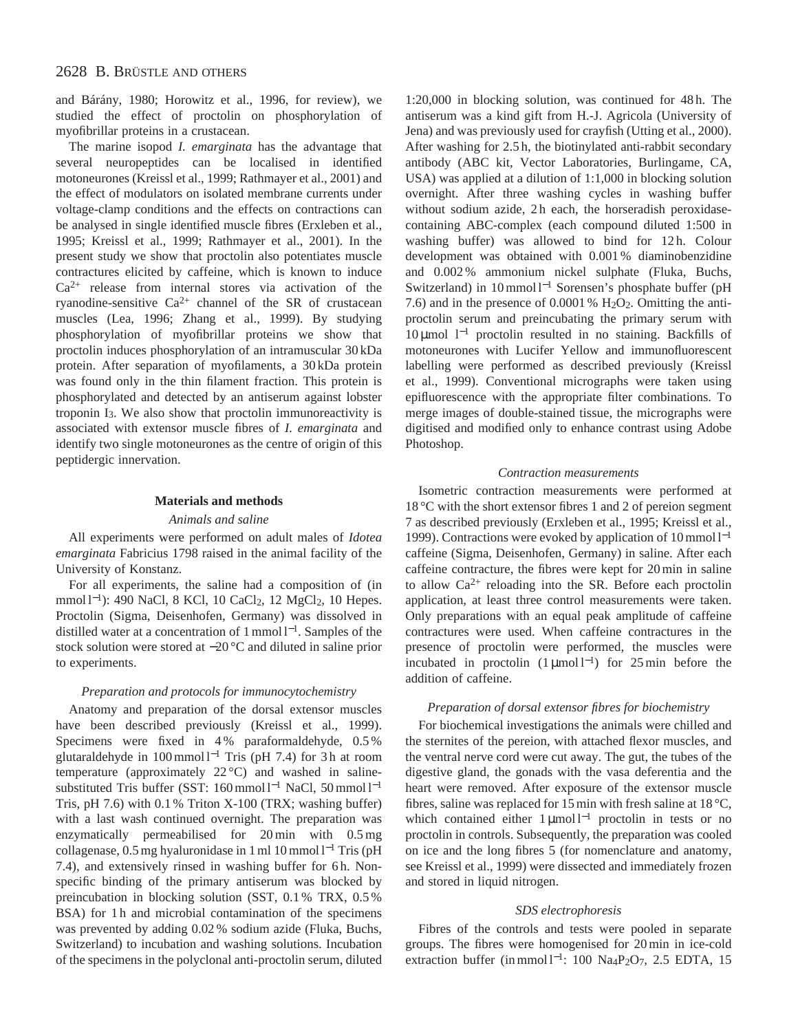and Bárány, 1980; Horowitz et al., 1996, for review), we studied the effect of proctolin on phosphorylation of myofibrillar proteins in a crustacean.

The marine isopod *I. emarginata* has the advantage that several neuropeptides can be localised in identified motoneurones (Kreissl et al., 1999; Rathmayer et al., 2001) and the effect of modulators on isolated membrane currents under voltage-clamp conditions and the effects on contractions can be analysed in single identified muscle fibres (Erxleben et al., 1995; Kreissl et al., 1999; Rathmayer et al., 2001). In the present study we show that proctolin also potentiates muscle contractures elicited by caffeine, which is known to induce $Ca^{2+}$ release from internal stores via activation of the ryanodine-sensitive $Ca^{2+}$ channel of the SR of crustacean muscles (Lea, 1996; Zhang et al., 1999). By studying phosphorylation of myofibrillar proteins we show that proctolin induces phosphorylation of an intramuscular 30 kDa protein. After separation of myofilaments, a 30 kDa protein was found only in the thin filament fraction. This protein is phosphorylated and detected by an antiserum against lobster troponin $I_3$. We also show that proctolin immunoreactivity is associated with extensor muscle fibres of *I. emarginata* and identify two single motoneurones as the centre of origin of this peptidergic innervation.

## Materials and methods

### Animals and saline

All experiments were performed on adult males of *Idotea emarginata* Fabricius 1798 raised in the animal facility of the University of Konstanz.

For all experiments, the saline had a composition of (in mmol l$^{-1}$): 490 NaCl, 8 KCl, 10 $CaCl_2$, 12 $MgCl_2$, 10 Hepes. Proctolin (Sigma, Deisenhofen, Germany) was dissolved in distilled water at a concentration of 1 mmol l$^{-1}$. Samples of the stock solution were stored at −20 °C and diluted in saline prior to experiments.

### Preparation and protocols for immunocytochemistry

Anatomy and preparation of the dorsal extensor muscles have been described previously (Kreissl et al., 1999). Specimens were fixed in 4 % paraformaldehyde, 0.5 % glutaraldehyde in 100 mmol l$^{-1}$ Tris (pH 7.4) for 3 h at room temperature (approximately 22 °C) and washed in saline-substituted Tris buffer (SST: 160 mmol l$^{-1}$ NaCl, 50 mmol l$^{-1}$ Tris, pH 7.6) with 0.1 % Triton X-100 (TRX; washing buffer) with a last wash continued overnight. The preparation was enzymatically permeabilised for 20 min with 0.5 mg collagenase, 0.5 mg hyaluronidase in 1 ml 10 mmol l$^{-1}$ Tris (pH 7.4), and extensively rinsed in washing buffer for 6 h. Non-specific binding of the primary antiserum was blocked by preincubation in blocking solution (SST, 0.1 % TRX, 0.5 % BSA) for 1 h and microbial contamination of the specimens was prevented by adding 0.02 % sodium azide (Fluka, Buchs, Switzerland) to incubation and washing solutions. Incubation of the specimens in the polyclonal anti-proctolin serum, diluted 1:20,000 in blocking solution, was continued for 48 h. The antiserum was a kind gift from H.-J. Agricola (University of Jena) and was previously used for crayfish (Utting et al., 2000). After washing for 2.5 h, the biotinylated anti-rabbit secondary antibody (ABC kit, Vector Laboratories, Burlingame, CA, USA) was applied at a dilution of 1:1,000 in blocking solution overnight. After three washing cycles in washing buffer without sodium azide, 2 h each, the horseradish peroxidase-containing ABC-complex (each compound diluted 1:500 in washing buffer) was allowed to bind for 12 h. Colour development was obtained with 0.001 % diaminobenzidine and 0.002 % ammonium nickel sulphate (Fluka, Buchs, Switzerland) in 10 mmol l$^{-1}$ Sorensen's phosphate buffer (pH 7.6) and in the presence of 0.0001 % $H_2O_2$. Omitting the anti-proctolin serum and preincubating the primary serum with 10 μmol l$^{-1}$ proctolin resulted in no staining. Backfills of motoneurones with Lucifer Yellow and immunofluorescent labelling were performed as described previously (Kreissl et al., 1999). Conventional micrographs were taken using epifluorescence with the appropriate filter combinations. To merge images of double-stained tissue, the micrographs were digitised and modified only to enhance contrast using Adobe Photoshop.

### Contraction measurements

Isometric contraction measurements were performed at 18 °C with the short extensor fibres 1 and 2 of pereion segment 7 as described previously (Erxleben et al., 1995; Kreissl et al., 1999). Contractions were evoked by application of 10 mmol l$^{-1}$ caffeine (Sigma, Deisenhofen, Germany) in saline. After each caffeine contracture, the fibres were kept for 20 min in saline to allow $Ca^{2+}$ reloading into the SR. Before each proctolin application, at least three control measurements were taken. Only preparations with an equal peak amplitude of caffeine contractures were used. When caffeine contractures in the presence of proctolin were performed, the muscles were incubated in proctolin (1 μmol l$^{-1}$) for 25 min before the addition of caffeine.

### Preparation of dorsal extensor fibres for biochemistry

For biochemical investigations the animals were chilled and the sternites of the pereion, with attached flexor muscles, and the ventral nerve cord were cut away. The gut, the tubes of the digestive gland, the gonads with the vasa deferentia and the heart were removed. After exposure of the extensor muscle fibres, saline was replaced for 15 min with fresh saline at 18 °C, which contained either 1 μmol l$^{-1}$ proctolin in tests or no proctolin in controls. Subsequently, the preparation was cooled on ice and the long fibres 5 (for nomenclature and anatomy, see Kreissl et al., 1999) were dissected and immediately frozen and stored in liquid nitrogen.

### SDS electrophoresis

Fibres of the controls and tests were pooled in separate groups. The fibres were homogenised for 20 min in ice-cold extraction buffer (in mmol l$^{-1}$: 100 $Na_4P_2O_7$, 2.5 EDTA, 15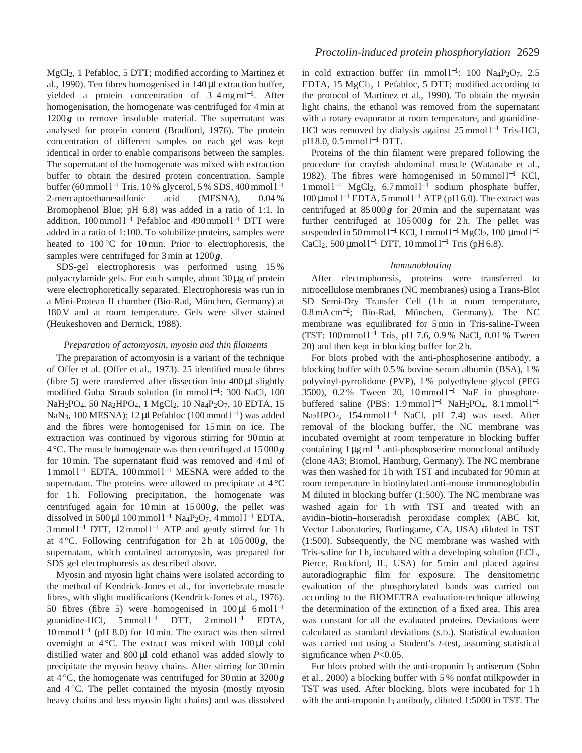$MgCl_2$, 1 Pefabloc, 5 DTT; modified according to Martinez et al., 1990). Ten fibres homogenised in 140 µl extraction buffer, yielded a protein concentration of 3–4 mg ml$^{-1}$. After homogenisation, the homogenate was centrifuged for 4 min at 1200 ***g*** to remove insoluble material. The supernatant was analysed for protein content (Bradford, 1976). The protein concentration of different samples on each gel was kept identical in order to enable comparisons between the samples. The supernatant of the homogenate was mixed with extraction buffer to obtain the desired protein concentration. Sample buffer (60 mmol l$^{-1}$ Tris, 10 % glycerol, 5 % SDS, 400 mmol l$^{-1}$ 2-mercaptoethanesulfonic acid (MESNA), 0.04 % Bromophenol Blue; pH 6.8) was added in a ratio of 1:1. In addition, 100 mmol l$^{-1}$ Pefabloc and 490 mmol l$^{-1}$ DTT were added in a ratio of 1:100. To solubilize proteins, samples were heated to 100 °C for 10 min. Prior to electrophoresis, the samples were centrifuged for 3 min at 1200 ***g***.

SDS-gel electrophoresis was performed using 15 % polyacrylamide gels. For each sample, about 30 µg of protein were electrophoretically separated. Electrophoresis was run in a Mini-Protean II chamber (Bio-Rad, München, Germany) at 180 V and at room temperature. Gels were silver stained (Heukeshoven and Dernick, 1988).

### *Preparation of actomyosin, myosin and thin filaments*

The preparation of actomyosin is a variant of the technique of Offer et al. (Offer et al., 1973). 25 identified muscle fibres (fibre 5) were transferred after dissection into 400 µl slightly modified Guba–Straub solution (in mmol l$^{-1}$: 300 NaCl, 100 $NaH_2PO_4$, 50 $Na_2HPO_4$, 1 $MgCl_2$, 10 $Na_4P_2O_7$, 10 EDTA, 15 $NaN_3$, 100 MESNA); 12 µl Pefabloc (100 mmol l$^{-1}$) was added and the fibres were homogenised for 15 min on ice. The extraction was continued by vigorous stirring for 90 min at 4 °C. The muscle homogenate was then centrifuged at 15 000 ***g*** for 10 min. The supernatant fluid was removed and 4 ml of 1 mmol l$^{-1}$ EDTA, 100 mmol l$^{-1}$ MESNA were added to the supernatant. The proteins were allowed to precipitate at 4 °C for 1 h. Following precipitation, the homogenate was centrifuged again for 10 min at 15 000 ***g***, the pellet was dissolved in 500 µl 100 mmol l$^{-1}$ $Na_4P_2O_7$, 4 mmol l$^{-1}$ EDTA, 3 mmol l$^{-1}$ DTT, 12 mmol l$^{-1}$ ATP and gently stirred for 1 h at 4 °C. Following centrifugation for 2 h at 105 000 ***g***, the supernatant, which contained actomyosin, was prepared for SDS gel electrophoresis as described above.

Myosin and myosin light chains were isolated according to the method of Kendrick-Jones et al., for invertebrate muscle fibres, with slight modifications (Kendrick-Jones et al., 1976). 50 fibres (fibre 5) were homogenised in 100 µl 6 mol l$^{-1}$ guanidine-HCl, 5 mmol l$^{-1}$ DTT, 2 mmol l$^{-1}$ EDTA, 10 mmol l$^{-1}$ (pH 8.0) for 10 min. The extract was then stirred overnight at 4 °C. The extract was mixed with 100 µl cold distilled water and 800 µl cold ethanol was added slowly to precipitate the myosin heavy chains. After stirring for 30 min at 4 °C, the homogenate was centrifuged for 30 min at 3200 ***g*** and 4 °C. The pellet contained the myosin (mostly myosin heavy chains and less myosin light chains) and was dissolved in cold extraction buffer (in mmol l$^{-1}$: 100 $Na_4P_2O_7$, 2.5 EDTA, 15 $MgCl_2$, 1 Pefabloc, 5 DTT; modified according to the protocol of Martinez et al., 1990). To obtain the myosin light chains, the ethanol was removed from the supernatant with a rotary evaporator at room temperature, and guanidine-HCl was removed by dialysis against 25 mmol l$^{-1}$ Tris-HCl, pH 8.0, 0.5 mmol l$^{-1}$ DTT.

Proteins of the thin filament were prepared following the procedure for crayfish abdominal muscle (Watanabe et al., 1982). The fibres were homogenised in 50 mmol l$^{-1}$ KCl, 1 mmol l$^{-1}$ $MgCl_2$, 6.7 mmol l$^{-1}$ sodium phosphate buffer, 100 µmol l$^{-1}$ EDTA, 5 mmol l$^{-1}$ ATP (pH 6.0). The extract was centrifuged at 85 000 ***g*** for 20 min and the supernatant was further centrifuged at 105 000 ***g*** for 2 h. The pellet was suspended in 50 mmol l$^{-1}$ KCl, 1 mmol l$^{-1}$ $MgCl_2$, 100 µmol l$^{-1}$ $CaCl_2$, 500 µmol l$^{-1}$ DTT, 10 mmol l$^{-1}$ Tris (pH 6.8).

### *Immunoblotting*

After electrophoresis, proteins were transferred to nitrocellulose membranes (NC membranes) using a Trans-Blot SD Semi-Dry Transfer Cell (1 h at room temperature, 0.8 mA cm$^{-2}$; Bio-Rad, München, Germany). The NC membrane was equilibrated for 5 min in Tris-saline-Tween (TST: 100 mmol l$^{-1}$ Tris, pH 7.6, 0.9 % NaCl, 0.01 % Tween 20) and then kept in blocking buffer for 2 h.

For blots probed with the anti-phosphoserine antibody, a blocking buffer with 0.5 % bovine serum albumin (BSA), 1 % polyvinyl-pyrrolidone (PVP), 1 % polyethylene glycol (PEG 3500), 0.2 % Tween 20, 10 mmol l$^{-1}$ NaF in phosphate-buffered saline (PBS: 1.9 mmol l$^{-1}$ $NaH_2PO_4$, 8.1 mmol l$^{-1}$ $Na_2HPO_4$, 154 mmol l$^{-1}$ NaCl, pH 7.4) was used. After removal of the blocking buffer, the NC membrane was incubated overnight at room temperature in blocking buffer containing 1 µg ml$^{-1}$ anti-phosphoserine monoclonal antibody (clone 4A3; Biomol, Hamburg, Germany). The NC membrane was then washed for 1 h with TST and incubated for 90 min at room temperature in biotinylated anti-mouse immunoglobulin M diluted in blocking buffer (1:500). The NC membrane was washed again for 1 h with TST and treated with an avidin–biotin–horseradish peroxidase complex (ABC kit, Vector Laboratories, Burlingame, CA, USA) diluted in TST (1:500). Subsequently, the NC membrane was washed with Tris-saline for 1 h, incubated with a developing solution (ECL, Pierce, Rockford, IL, USA) for 5 min and placed against autoradiographic film for exposure. The densitometric evaluation of the phosphorylated bands was carried out according to the BIOMETRA evaluation-technique allowing the determination of the extinction of a fixed area. This area was constant for all the evaluated proteins. Deviations were calculated as standard deviations (S.D.). Statistical evaluation was carried out using a Student's *t*-test, assuming statistical significance when $P<0.05$.

For blots probed with the anti-troponin $I_3$ antiserum (Sohn et al., 2000) a blocking buffer with 5 % nonfat milkpowder in TST was used. After blocking, blots were incubated for 1 h with the anti-troponin $I_3$ antibody, diluted 1:5000 in TST. The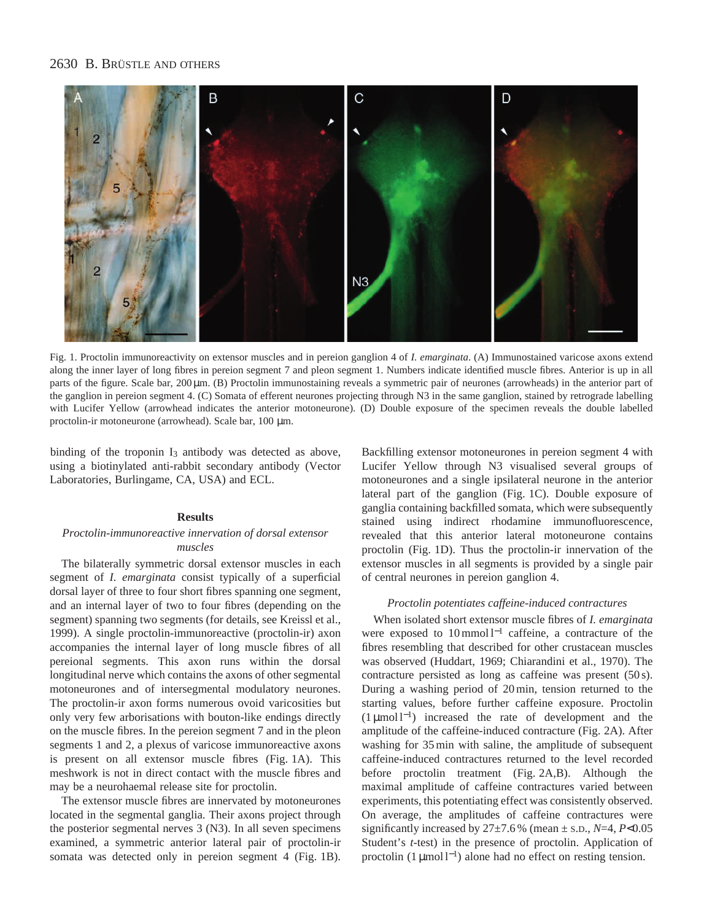Fig. 1. Proctolin immunoreactivity on extensor muscles and in pereion ganglion 4 of *I. emarginata*. (A) Immunostained varicose axons extend along the inner layer of long fibres in pereion segment 7 and pleon segment 1. Numbers indicate identified muscle fibres. Anterior is up in all parts of the figure. Scale bar, 200 μm. (B) Proctolin immunostaining reveals a symmetric pair of neurones (arrowheads) in the anterior part of the ganglion in pereion segment 4. (C) Somata of efferent neurones projecting through N3 in the same ganglion, stained by retrograde labelling with Lucifer Yellow (arrowhead indicates the anterior motoneurone). (D) Double exposure of the specimen reveals the double labelled proctolin-ir motoneurone (arrowhead). Scale bar, 100 μm.

binding of the troponin $I_3$ antibody was detected as above, using a biotinylated anti-rabbit secondary antibody (Vector Laboratories, Burlingame, CA, USA) and ECL.

## Results

### *Proctolin-immunoreactive innervation of dorsal extensor muscles*

The bilaterally symmetric dorsal extensor muscles in each segment of *I. emarginata* consist typically of a superficial dorsal layer of three to four short fibres spanning one segment, and an internal layer of two to four fibres (depending on the segment) spanning two segments (for details, see Kreissl et al., 1999). A single proctolin-immunoreactive (proctolin-ir) axon accompanies the internal layer of long muscle fibres of all pereional segments. This axon runs within the dorsal longitudinal nerve which contains the axons of other segmental motoneurones and of intersegmental modulatory neurones. The proctolin-ir axon forms numerous ovoid varicosities but only very few arborisations with bouton-like endings directly on the muscle fibres. In the pereion segment 7 and in the pleon segments 1 and 2, a plexus of varicose immunoreactive axons is present on all extensor muscle fibres (Fig. 1A). This meshwork is not in direct contact with the muscle fibres and may be a neurohaemal release site for proctolin.

The extensor muscle fibres are innervated by motoneurones located in the segmental ganglia. Their axons project through the posterior segmental nerves 3 (N3). In all seven specimens examined, a symmetric anterior lateral pair of proctolin-ir somata was detected only in pereion segment 4 (Fig. 1B). Backfilling extensor motoneurones in pereion segment 4 with Lucifer Yellow through N3 visualised several groups of motoneurones and a single ipsilateral neurone in the anterior lateral part of the ganglion (Fig. 1C). Double exposure of ganglia containing backfilled somata, which were subsequently stained using indirect rhodamine immunofluorescence, revealed that this anterior lateral motoneurone contains proctolin (Fig. 1D). Thus the proctolin-ir innervation of the extensor muscles in all segments is provided by a single pair of central neurones in pereion ganglion 4.

### *Proctolin potentiates caffeine-induced contractures*

When isolated short extensor muscle fibres of *I. emarginata* were exposed to 10 mmol $l^{-1}$ caffeine, a contracture of the fibres resembling that described for other crustacean muscles was observed (Huddart, 1969; Chiarandini et al., 1970). The contracture persisted as long as caffeine was present (50 s). During a washing period of 20 min, tension returned to the starting values, before further caffeine exposure. Proctolin (1 μmol $l^{-1}$) increased the rate of development and the amplitude of the caffeine-induced contracture (Fig. 2A). After washing for 35 min with saline, the amplitude of subsequent caffeine-induced contractures returned to the level recorded before proctolin treatment (Fig. 2A,B). Although the maximal amplitude of caffeine contractures varied between experiments, this potentiating effect was consistently observed. On average, the amplitudes of caffeine contractures were significantly increased by 27±7.6 % (mean ± S.D., $N$=4, $P$<0.05 Student's $t$-test) in the presence of proctolin. Application of proctolin (1 μmol $l^{-1}$) alone had no effect on resting tension.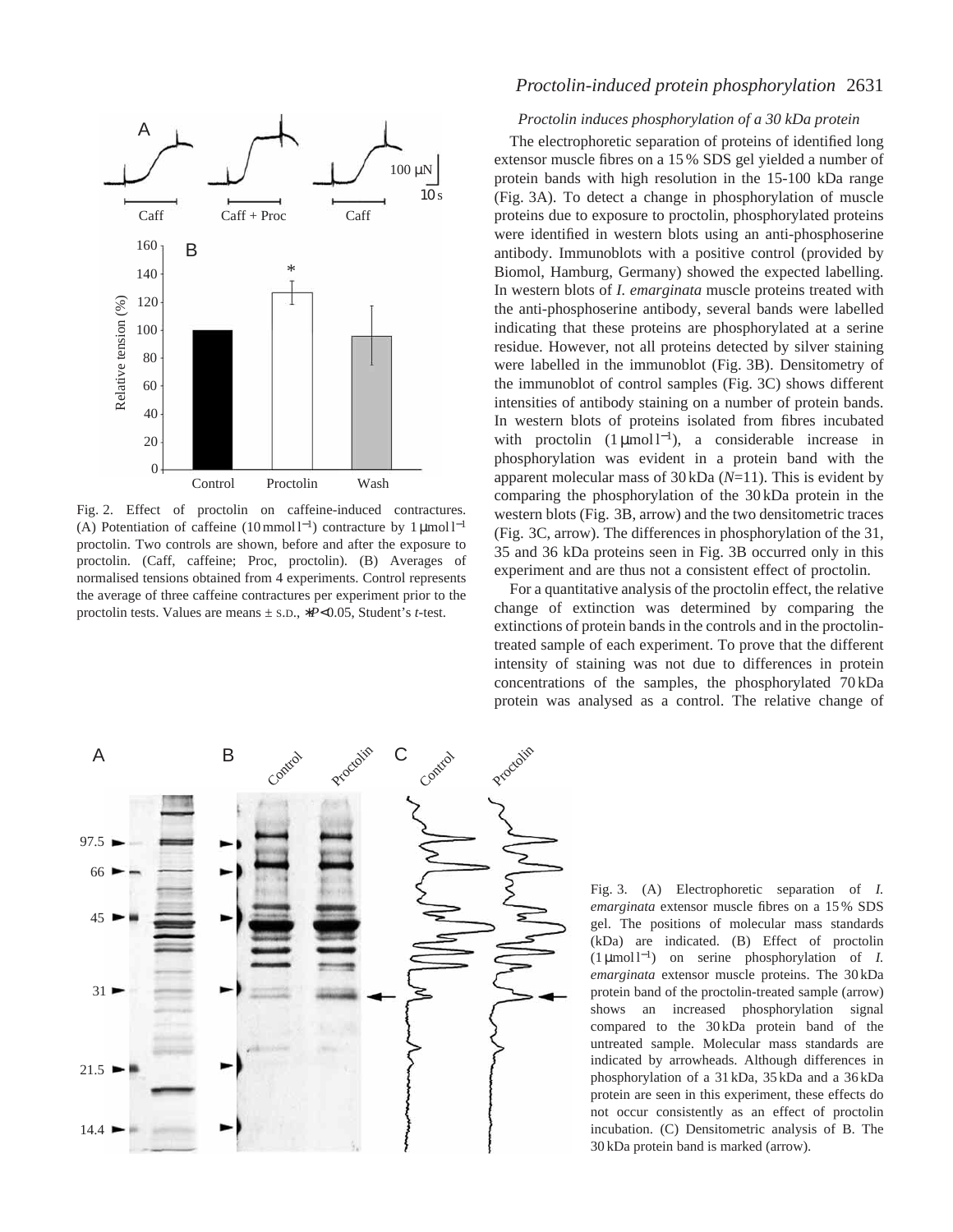Fig. 2. Effect of proctolin on caffeine-induced contractures. (A) Potentiation of caffeine (10 mmol l$^{-1}$) contracture by 1 µmol l$^{-1}$ proctolin. Two controls are shown, before and after the exposure to proctolin. (Caff, caffeine; Proc, proctolin). (B) Averages of normalised tensions obtained from 4 experiments. Control represents the average of three caffeine contractures per experiment prior to the proctolin tests. Values are means ± S.D., *$P$<0.05, Student's $t$-test.

### *Proctolin induces phosphorylation of a 30 kDa protein*

The electrophoretic separation of proteins of identified long extensor muscle fibres on a 15 % SDS gel yielded a number of protein bands with high resolution in the 15-100 kDa range (Fig. 3A). To detect a change in phosphorylation of muscle proteins due to exposure to proctolin, phosphorylated proteins were identified in western blots using an anti-phosphoserine antibody. Immunoblots with a positive control (provided by Biomol, Hamburg, Germany) showed the expected labelling. In western blots of *I. emarginata* muscle proteins treated with the anti-phosphoserine antibody, several bands were labelled indicating that these proteins are phosphorylated at a serine residue. However, not all proteins detected by silver staining were labelled in the immunoblot (Fig. 3B). Densitometry of the immunoblot of control samples (Fig. 3C) shows different intensities of antibody staining on a number of protein bands. In western blots of proteins isolated from fibres incubated with proctolin (1 µmol l$^{-1}$), a considerable increase in phosphorylation was evident in a protein band with the apparent molecular mass of 30 kDa ($N$=11). This is evident by comparing the phosphorylation of the 30 kDa protein in the western blots (Fig. 3B, arrow) and the two densitometric traces (Fig. 3C, arrow). The differences in phosphorylation of the 31, 35 and 36 kDa proteins seen in Fig. 3B occurred only in this experiment and are thus not a consistent effect of proctolin.

For a quantitative analysis of the proctolin effect, the relative change of extinction was determined by comparing the extinctions of protein bands in the controls and in the proctolin-treated sample of each experiment. To prove that the different intensity of staining was not due to differences in protein concentrations of the samples, the phosphorylated 70 kDa protein was analysed as a control. The relative change of

Fig. 3. (A) Electrophoretic separation of *I. emarginata* extensor muscle fibres on a 15 % SDS gel. The positions of molecular mass standards (kDa) are indicated. (B) Effect of proctolin (1 µmol l$^{-1}$) on serine phosphorylation of *I. emarginata* extensor muscle proteins. The 30 kDa protein band of the proctolin-treated sample (arrow) shows an increased phosphorylation signal compared to the 30 kDa protein band of the untreated sample. Molecular mass standards are indicated by arrowheads. Although differences in phosphorylation of a 31 kDa, 35 kDa and a 36 kDa protein are seen in this experiment, these effects do not occur consistently as an effect of proctolin incubation. (C) Densitometric analysis of B. The 30 kDa protein band is marked (arrow).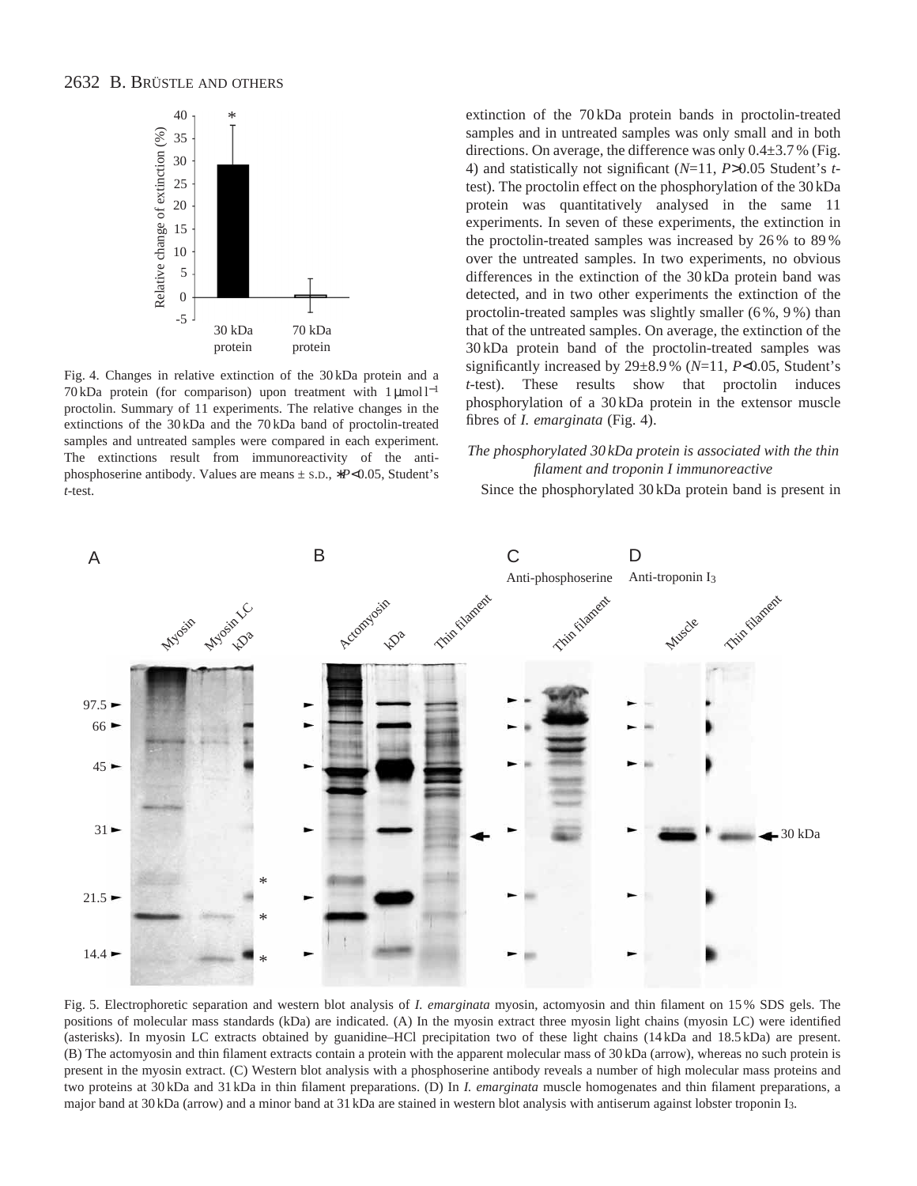Fig. 4. Changes in relative extinction of the 30 kDa protein and a 70 kDa protein (for comparison) upon treatment with 1 μmol $l^{-1}$ proctolin. Summary of 11 experiments. The relative changes in the extinctions of the 30 kDa and the 70 kDa band of proctolin-treated samples and untreated samples were compared in each experiment. The extinctions result from immunoreactivity of the anti-phosphoserine antibody. Values are means ± S.D., \*$P<0.05$, Student's *t*-test.

extinction of the 70 kDa protein bands in proctolin-treated samples and in untreated samples was only small and in both directions. On average, the difference was only 0.4±3.7 % (Fig. 4) and statistically not significant ($N$=11, $P>0.05$ Student's *t*-test). The proctolin effect on the phosphorylation of the 30 kDa protein was quantitatively analysed in the same 11 experiments. In seven of these experiments, the extinction in the proctolin-treated samples was increased by 26 % to 89 % over the untreated samples. In two experiments, no obvious differences in the extinction of the 30 kDa protein band was detected, and in two other experiments the extinction of the proctolin-treated samples was slightly smaller (6 %, 9 %) than that of the untreated samples. On average, the extinction of the 30 kDa protein band of the proctolin-treated samples was significantly increased by 29±8.9 % ($N$=11, $P<0.05$, Student's *t*-test). These results show that proctolin induces phosphorylation of a 30 kDa protein in the extensor muscle fibres of *I. emarginata* (Fig. 4).

### *The phosphorylated 30 kDa protein is associated with the thin filament and troponin I immunoreactive*

Since the phosphorylated 30 kDa protein band is present in

Fig. 5. Electrophoretic separation and western blot analysis of *I. emarginata* myosin, actomyosin and thin filament on 15 % SDS gels. The positions of molecular mass standards (kDa) are indicated. (A) In the myosin extract three myosin light chains (myosin LC) were identified (asterisks). In myosin LC extracts obtained by guanidine–HCl precipitation two of these light chains (14 kDa and 18.5 kDa) are present. (B) The actomyosin and thin filament extracts contain a protein with the apparent molecular mass of 30 kDa (arrow), whereas no such protein is present in the myosin extract. (C) Western blot analysis with a phosphoserine antibody reveals a number of high molecular mass proteins and two proteins at 30 kDa and 31 kDa in thin filament preparations. (D) In *I. emarginata* muscle homogenates and thin filament preparations, a major band at 30 kDa (arrow) and a minor band at 31 kDa are stained in western blot analysis with antiserum against lobster troponin $I_3$.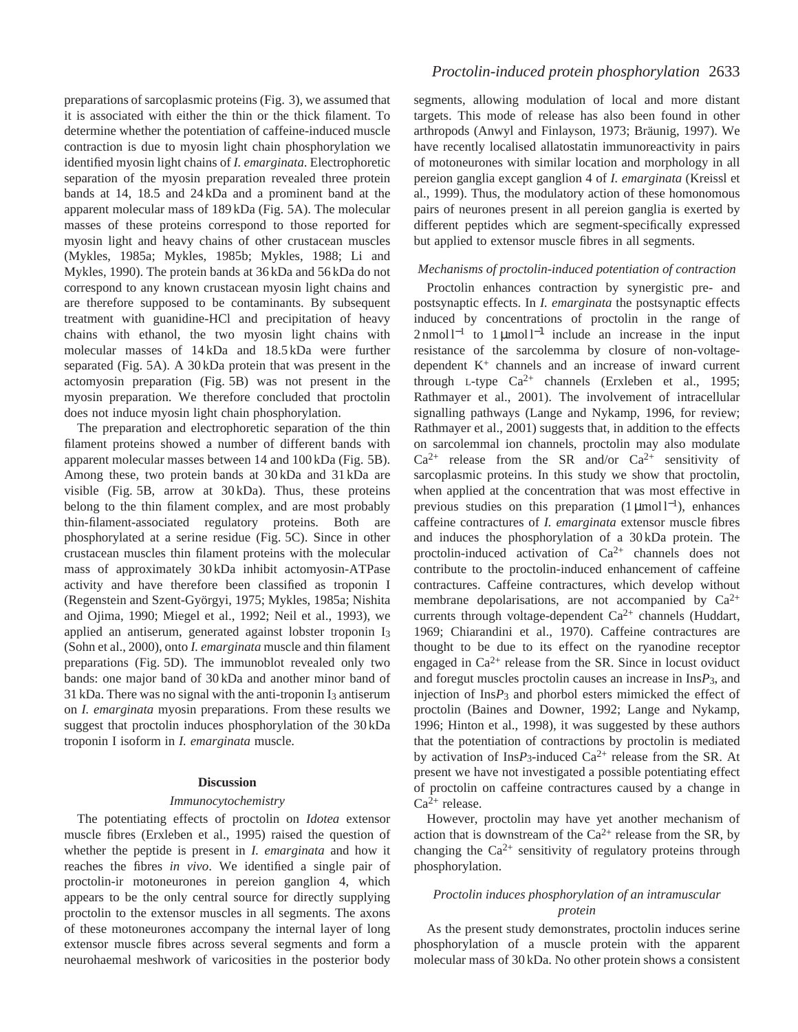preparations of sarcoplasmic proteins (Fig. 3), we assumed that it is associated with either the thin or the thick filament. To determine whether the potentiation of caffeine-induced muscle contraction is due to myosin light chain phosphorylation we identified myosin light chains of *I. emarginata*. Electrophoretic separation of the myosin preparation revealed three protein bands at 14, 18.5 and 24 kDa and a prominent band at the apparent molecular mass of 189 kDa (Fig. 5A). The molecular masses of these proteins correspond to those reported for myosin light and heavy chains of other crustacean muscles (Mykles, 1985a; Mykles, 1985b; Mykles, 1988; Li and Mykles, 1990). The protein bands at 36 kDa and 56 kDa do not correspond to any known crustacean myosin light chains and are therefore supposed to be contaminants. By subsequent treatment with guanidine-HCl and precipitation of heavy chains with ethanol, the two myosin light chains with molecular masses of 14 kDa and 18.5 kDa were further separated (Fig. 5A). A 30 kDa protein that was present in the actomyosin preparation (Fig. 5B) was not present in the myosin preparation. We therefore concluded that proctolin does not induce myosin light chain phosphorylation.

The preparation and electrophoretic separation of the thin filament proteins showed a number of different bands with apparent molecular masses between 14 and 100 kDa (Fig. 5B). Among these, two protein bands at 30 kDa and 31 kDa are visible (Fig. 5B, arrow at 30 kDa). Thus, these proteins belong to the thin filament complex, and are most probably thin-filament-associated regulatory proteins. Both are phosphorylated at a serine residue (Fig. 5C). Since in other crustacean muscles thin filament proteins with the molecular mass of approximately 30 kDa inhibit actomyosin-ATPase activity and have therefore been classified as troponin I (Regenstein and Szent-Györgyi, 1975; Mykles, 1985a; Nishita and Ojima, 1990; Miegel et al., 1992; Neil et al., 1993), we applied an antiserum, generated against lobster troponin $I_3$ (Sohn et al., 2000), onto *I. emarginata* muscle and thin filament preparations (Fig. 5D). The immunoblot revealed only two bands: one major band of 30 kDa and another minor band of 31 kDa. There was no signal with the anti-troponin $I_3$ antiserum on *I. emarginata* myosin preparations. From these results we suggest that proctolin induces phosphorylation of the 30 kDa troponin I isoform in *I. emarginata* muscle.

## Discussion

### *Immunocytochemistry*

The potentiating effects of proctolin on *Idotea* extensor muscle fibres (Erxleben et al., 1995) raised the question of whether the peptide is present in *I. emarginata* and how it reaches the fibres *in vivo*. We identified a single pair of proctolin-ir motoneurones in pereion ganglion 4, which appears to be the only central source for directly supplying proctolin to the extensor muscles in all segments. The axons of these motoneurones accompany the internal layer of long extensor muscle fibres across several segments and form a neurohaemal meshwork of varicosities in the posterior body segments, allowing modulation of local and more distant targets. This mode of release has also been found in other arthropods (Anwyl and Finlayson, 1973; Bräunig, 1997). We have recently localised allatostatin immunoreactivity in pairs of motoneurones with similar location and morphology in all pereion ganglia except ganglion 4 of *I. emarginata* (Kreissl et al., 1999). Thus, the modulatory action of these homonomous pairs of neurones present in all pereion ganglia is exerted by different peptides which are segment-specifically expressed but applied to extensor muscle fibres in all segments.

### *Mechanisms of proctolin-induced potentiation of contraction*

Proctolin enhances contraction by synergistic pre- and postsynaptic effects. In *I. emarginata* the postsynaptic effects induced by concentrations of proctolin in the range of $2\,\text{nmol}\,\text{l}^{-1}$ to $1\,\mu\text{mol}\,\text{l}^{-1}$ include an increase in the input resistance of the sarcolemma by closure of non-voltage-dependent $K^+$ channels and an increase of inward current through L-type $Ca^{2+}$ channels (Erxleben et al., 1995; Rathmayer et al., 2001). The involvement of intracellular signalling pathways (Lange and Nykamp, 1996, for review; Rathmayer et al., 2001) suggests that, in addition to the effects on sarcolemmal ion channels, proctolin may also modulate $Ca^{2+}$ release from the SR and/or $Ca^{2+}$ sensitivity of sarcoplasmic proteins. In this study we show that proctolin, when applied at the concentration that was most effective in previous studies on this preparation ($1\,\mu\text{mol}\,\text{l}^{-1}$), enhances caffeine contractures of *I. emarginata* extensor muscle fibres and induces the phosphorylation of a 30 kDa protein. The proctolin-induced activation of $Ca^{2+}$ channels does not contribute to the proctolin-induced enhancement of caffeine contractures. Caffeine contractures, which develop without membrane depolarisations, are not accompanied by $Ca^{2+}$ currents through voltage-dependent $Ca^{2+}$ channels (Huddart, 1969; Chiarandini et al., 1970). Caffeine contractures are thought to be due to its effect on the ryanodine receptor engaged in $Ca^{2+}$ release from the SR. Since in locust oviduct and foregut muscles proctolin causes an increase in Ins$P_3$, and injection of Ins$P_3$ and phorbol esters mimicked the effect of proctolin (Baines and Downer, 1992; Lange and Nykamp, 1996; Hinton et al., 1998), it was suggested by these authors that the potentiation of contractions by proctolin is mediated by activation of Ins$P_3$-induced $Ca^{2+}$ release from the SR. At present we have not investigated a possible potentiating effect of proctolin on caffeine contractures caused by a change in $Ca^{2+}$ release.

However, proctolin may have yet another mechanism of action that is downstream of the $Ca^{2+}$ release from the SR, by changing the $Ca^{2+}$ sensitivity of regulatory proteins through phosphorylation.

### *Proctolin induces phosphorylation of an intramuscular protein*

As the present study demonstrates, proctolin induces serine phosphorylation of a muscle protein with the apparent molecular mass of 30 kDa. No other protein shows a consistent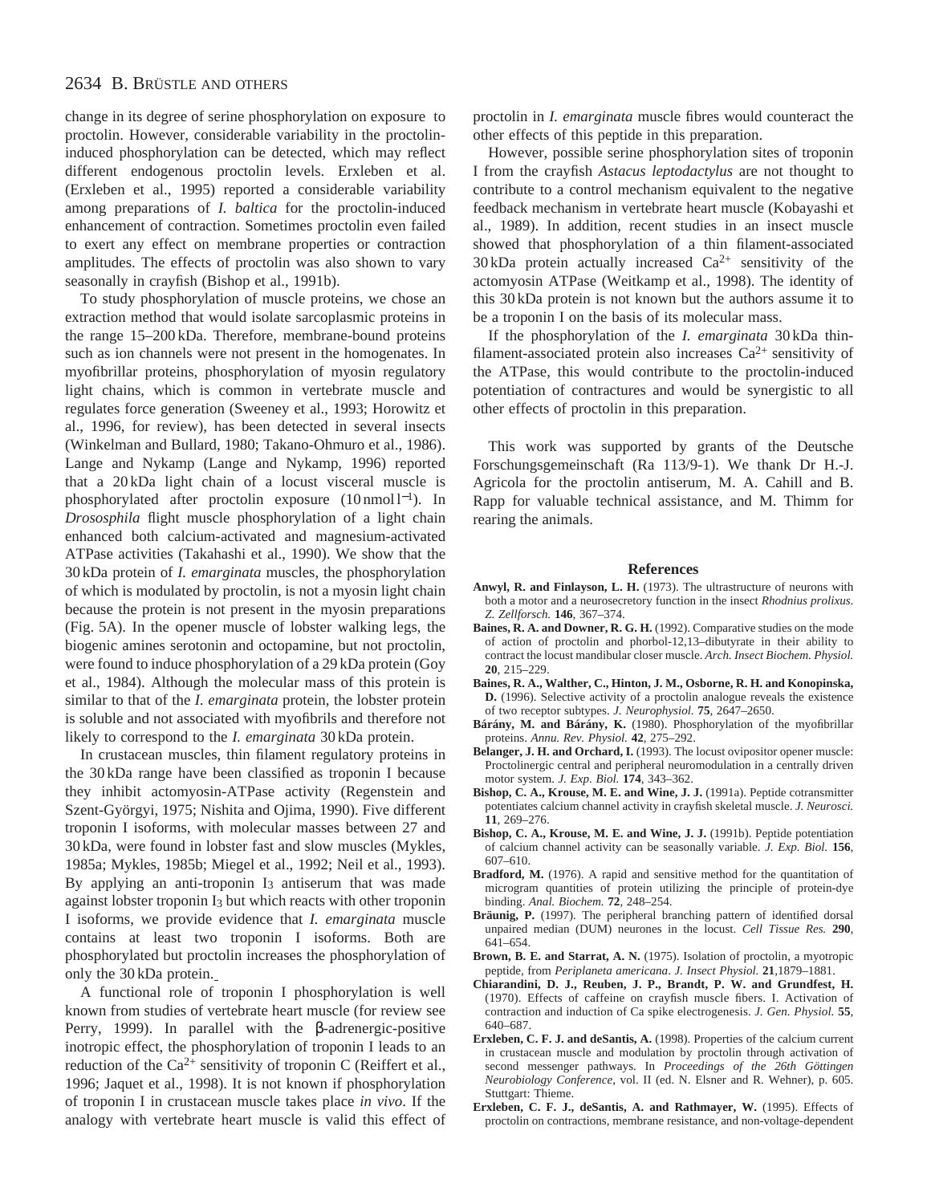change in its degree of serine phosphorylation on exposure to proctolin. However, considerable variability in the proctolin-induced phosphorylation can be detected, which may reflect different endogenous proctolin levels. Erxleben et al. (Erxleben et al., 1995) reported a considerable variability among preparations of *I. baltica* for the proctolin-induced enhancement of contraction. Sometimes proctolin even failed to exert any effect on membrane properties or contraction amplitudes. The effects of proctolin was also shown to vary seasonally in crayfish (Bishop et al., 1991b).

To study phosphorylation of muscle proteins, we chose an extraction method that would isolate sarcoplasmic proteins in the range 15–200 kDa. Therefore, membrane-bound proteins such as ion channels were not present in the homogenates. In myofibrillar proteins, phosphorylation of myosin regulatory light chains, which is common in vertebrate muscle and regulates force generation (Sweeney et al., 1993; Horowitz et al., 1996, for review), has been detected in several insects (Winkelman and Bullard, 1980; Takano-Ohmuro et al., 1986). Lange and Nykamp (Lange and Nykamp, 1996) reported that a 20 kDa light chain of a locust visceral muscle is phosphorylated after proctolin exposure ($10\,\mathrm{nmol\,l^{-1}}$). In *Drososphila* flight muscle phosphorylation of a light chain enhanced both calcium-activated and magnesium-activated ATPase activities (Takahashi et al., 1990). We show that the 30 kDa protein of *I. emarginata* muscles, the phosphorylation of which is modulated by proctolin, is not a myosin light chain because the protein is not present in the myosin preparations (Fig. 5A). In the opener muscle of lobster walking legs, the biogenic amines serotonin and octopamine, but not proctolin, were found to induce phosphorylation of a 29 kDa protein (Goy et al., 1984). Although the molecular mass of this protein is similar to that of the *I. emarginata* protein, the lobster protein is soluble and not associated with myofibrils and therefore not likely to correspond to the *I. emarginata* 30 kDa protein.

In crustacean muscles, thin filament regulatory proteins in the 30 kDa range have been classified as troponin I because they inhibit actomyosin-ATPase activity (Regenstein and Szent-Györgyi, 1975; Nishita and Ojima, 1990). Five different troponin I isoforms, with molecular masses between 27 and 30 kDa, were found in lobster fast and slow muscles (Mykles, 1985a; Mykles, 1985b; Miegel et al., 1992; Neil et al., 1993). By applying an anti-troponin $I_3$ antiserum that was made against lobster troponin $I_3$ but which reacts with other troponin I isoforms, we provide evidence that *I. emarginata* muscle contains at least two troponin I isoforms. Both are phosphorylated but proctolin increases the phosphorylation of only the 30 kDa protein.

A functional role of troponin I phosphorylation is well known from studies of vertebrate heart muscle (for review see Perry, 1999). In parallel with the β-adrenergic-positive inotropic effect, the phosphorylation of troponin I leads to an reduction of the $Ca^{2+}$ sensitivity of troponin C (Reiffert et al., 1996; Jaquet et al., 1998). It is not known if phosphorylation of troponin I in crustacean muscle takes place *in vivo*. If the analogy with vertebrate heart muscle is valid this effect of proctolin in *I. emarginata* muscle fibres would counteract the other effects of this peptide in this preparation.

However, possible serine phosphorylation sites of troponin I from the crayfish *Astacus leptodactylus* are not thought to contribute to a control mechanism equivalent to the negative feedback mechanism in vertebrate heart muscle (Kobayashi et al., 1989). In addition, recent studies in an insect muscle showed that phosphorylation of a thin filament-associated 30 kDa protein actually increased $Ca^{2+}$ sensitivity of the actomyosin ATPase (Weitkamp et al., 1998). The identity of this 30 kDa protein is not known but the authors assume it to be a troponin I on the basis of its molecular mass.

If the phosphorylation of the *I. emarginata* 30 kDa thin-filament-associated protein also increases $Ca^{2+}$ sensitivity of the ATPase, this would contribute to the proctolin-induced potentiation of contractures and would be synergistic to all other effects of proctolin in this preparation.

This work was supported by grants of the Deutsche Forschungsgemeinschaft (Ra 113/9-1). We thank Dr H.-J. Agricola for the proctolin antiserum, M. A. Cahill and B. Rapp for valuable technical assistance, and M. Thimm for rearing the animals.

## References

**Anwyl, R. and Finlayson, L. H.** (1973). The ultrastructure of neurons with both a motor and a neurosecretory function in the insect *Rhodnius prolixus*. *Z. Zellforsch.* **146**, 367–374.

**Baines, R. A. and Downer, R. G. H.** (1992). Comparative studies on the mode of action of proctolin and phorbol-12,13–dibutyrate in their ability to contract the locust mandibular closer muscle. *Arch. Insect Biochem. Physiol.* **20**, 215–229.

**Baines, R. A., Walther, C., Hinton, J. M., Osborne, R. H. and Konopinska, D.** (1996). Selective activity of a proctolin analogue reveals the existence of two receptor subtypes. *J. Neurophysiol.* **75**, 2647–2650.

**Bárány, M. and Bárány, K.** (1980). Phosphorylation of the myofibrillar proteins. *Annu. Rev. Physiol.* **42**, 275–292.

**Belanger, J. H. and Orchard, I.** (1993). The locust ovipositor opener muscle: Proctolinergic central and peripheral neuromodulation in a centrally driven motor system. *J. Exp. Biol.* **174**, 343–362.

**Bishop, C. A., Krouse, M. E. and Wine, J. J.** (1991a). Peptide cotransmitter potentiates calcium channel activity in crayfish skeletal muscle. *J. Neurosci.* **11**, 269–276.

**Bishop, C. A., Krouse, M. E. and Wine, J. J.** (1991b). Peptide potentiation of calcium channel activity can be seasonally variable. *J. Exp. Biol.* **156**, 607–610.

**Bradford, M.** (1976). A rapid and sensitive method for the quantitation of microgram quantities of protein utilizing the principle of protein-dye binding. *Anal. Biochem.* **72**, 248–254.

**Bräunig, P.** (1997). The peripheral branching pattern of identified dorsal unpaired median (DUM) neurones in the locust. *Cell Tissue Res.* **290**, 641–654.

**Brown, B. E. and Starrat, A. N.** (1975). Isolation of proctolin, a myotropic peptide, from *Periplaneta americana*. *J. Insect Physiol.* **21**,1879–1881.

**Chiarandini, D. J., Reuben, J. P., Brandt, P. W. and Grundfest, H.** (1970). Effects of caffeine on crayfish muscle fibers. I. Activation of contraction and induction of Ca spike electrogenesis. *J. Gen. Physiol.* **55**, 640–687.

**Erxleben, C. F. J. and deSantis, A.** (1998). Properties of the calcium current in crustacean muscle and modulation by proctolin through activation of second messenger pathways. In *Proceedings of the 26th Göttingen Neurobiology Conference*, vol. II (ed. N. Elsner and R. Wehner), p. 605. Stuttgart: Thieme.

**Erxleben, C. F. J., deSantis, A. and Rathmayer, W.** (1995). Effects of proctolin on contractions, membrane resistance, and non-voltage-dependent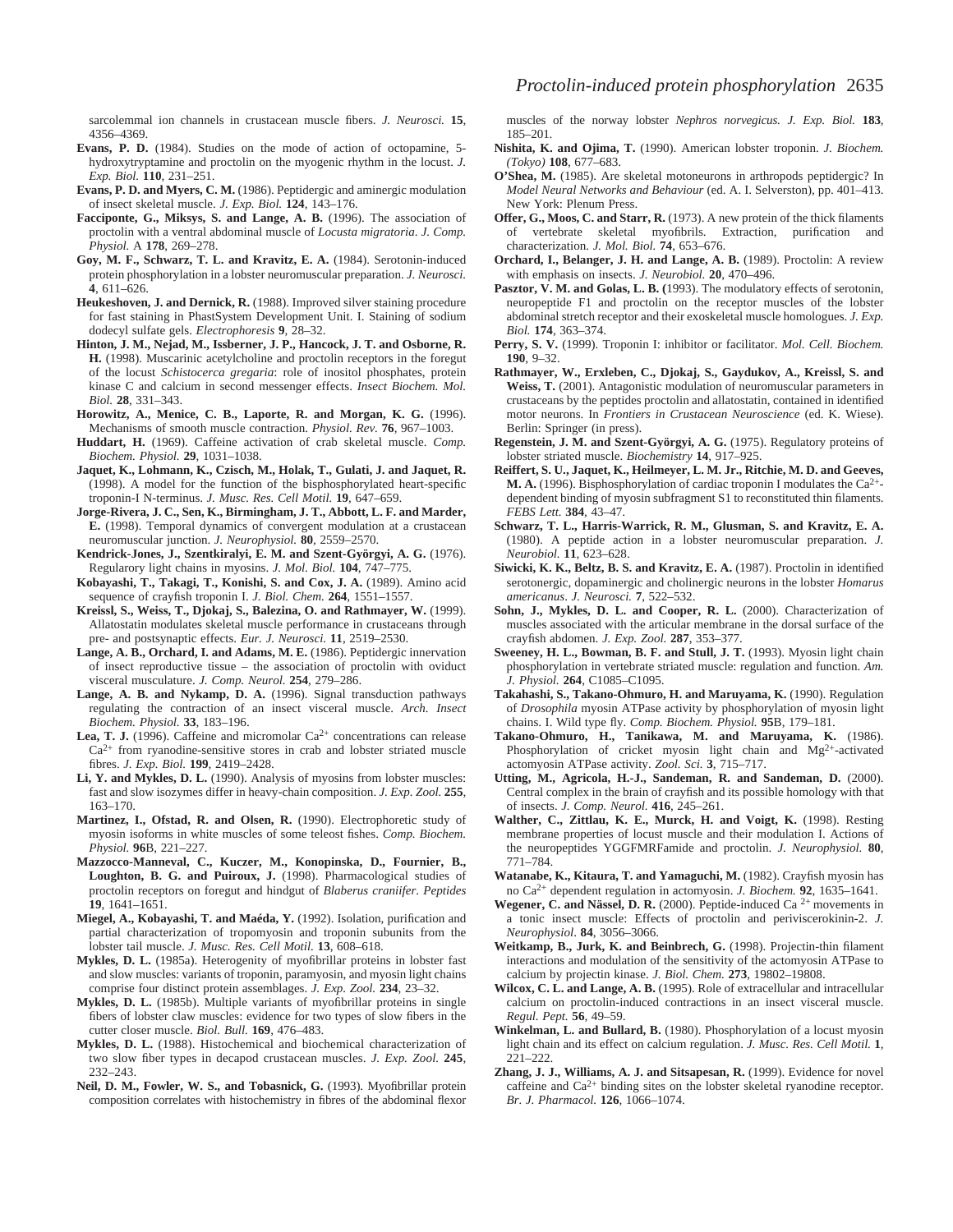sarcolemmal ion channels in crustacean muscle fibers. *J. Neurosci.* **15**, 4356–4369.

**Evans, P. D.** (1984). Studies on the mode of action of octopamine, 5-hydroxytryptamine and proctolin on the myogenic rhythm in the locust. *J. Exp. Biol.* **110**, 231–251.

**Evans, P. D. and Myers, C. M.** (1986). Peptidergic and aminergic modulation of insect skeletal muscle. *J. Exp. Biol.* **124**, 143–176.

**Facciponte, G., Miksys, S. and Lange, A. B.** (1996). The association of proctolin with a ventral abdominal muscle of *Locusta migratoria*. *J. Comp. Physiol.* A **178**, 269–278.

**Goy, M. F., Schwarz, T. L. and Kravitz, E. A.** (1984). Serotonin-induced protein phosphorylation in a lobster neuromuscular preparation. *J. Neurosci.* **4**, 611–626.

**Heukeshoven, J. and Dernick, R.** (1988). Improved silver staining procedure for fast staining in PhastSystem Development Unit. I. Staining of sodium dodecyl sulfate gels. *Electrophoresis* **9**, 28–32.

**Hinton, J. M., Nejad, M., Issberner, J. P., Hancock, J. T. and Osborne, R. H.** (1998). Muscarinic acetylcholine and proctolin receptors in the foregut of the locust *Schistocerca gregaria*: role of inositol phosphates, protein kinase C and calcium in second messenger effects. *Insect Biochem. Mol. Biol.* **28**, 331–343.

**Horowitz, A., Menice, C. B., Laporte, R. and Morgan, K. G.** (1996). Mechanisms of smooth muscle contraction. *Physiol. Rev.* **76**, 967–1003.

**Huddart, H.** (1969). Caffeine activation of crab skeletal muscle. *Comp. Biochem. Physiol.* **29**, 1031–1038.

**Jaquet, K., Lohmann, K., Czisch, M., Holak, T., Gulati, J. and Jaquet, R.** (1998). A model for the function of the bisphosphorylated heart-specific troponin-I N-terminus. *J. Musc. Res. Cell Motil.* **19**, 647–659.

**Jorge-Rivera, J. C., Sen, K., Birmingham, J. T., Abbott, L. F. and Marder, E.** (1998). Temporal dynamics of convergent modulation at a crustacean neuromuscular junction. *J. Neurophysiol.* **80**, 2559–2570.

**Kendrick-Jones, J., Szentkiralyi, E. M. and Szent-Györgyi, A. G.** (1976). Regularory light chains in myosins. *J. Mol. Biol.* **104**, 747–775.

**Kobayashi, T., Takagi, T., Konishi, S. and Cox, J. A.** (1989). Amino acid sequence of crayfish troponin I. *J. Biol. Chem.* **264**, 1551–1557.

**Kreissl, S., Weiss, T., Djokaj, S., Balezina, O. and Rathmayer, W.** (1999). Allatostatin modulates skeletal muscle performance in crustaceans through pre- and postsynaptic effects. *Eur. J. Neurosci.* **11**, 2519–2530.

**Lange, A. B., Orchard, I. and Adams, M. E.** (1986). Peptidergic innervation of insect reproductive tissue – the association of proctolin with oviduct visceral musculature. *J. Comp. Neurol.* **254**, 279–286.

**Lange, A. B. and Nykamp, D. A.** (1996). Signal transduction pathways regulating the contraction of an insect visceral muscle. *Arch. Insect Biochem. Physiol.* **33**, 183–196.

**Lea, T. J.** (1996). Caffeine and micromolar $Ca^{2+}$ concentrations can release $Ca^{2+}$ from ryanodine-sensitive stores in crab and lobster striated muscle fibres. *J. Exp. Biol.* **199**, 2419–2428.

**Li, Y. and Mykles, D. L.** (1990). Analysis of myosins from lobster muscles: fast and slow isozymes differ in heavy-chain composition. *J. Exp. Zool.* **255**, 163–170.

**Martinez, I., Ofstad, R. and Olsen, R.** (1990). Electrophoretic study of myosin isoforms in white muscles of some teleost fishes. *Comp. Biochem. Physiol.* **96**B, 221–227.

**Mazzocco-Manneval, C., Kuczer, M., Konopinska, D., Fournier, B., Loughton, B. G. and Puiroux, J.** (1998). Pharmacological studies of proctolin receptors on foregut and hindgut of *Blaberus craniifer*. *Peptides* **19**, 1641–1651.

**Miegel, A., Kobayashi, T. and Maéda, Y.** (1992). Isolation, purification and partial characterization of tropomyosin and troponin subunits from the lobster tail muscle. *J. Musc. Res. Cell Motil.* **13**, 608–618.

**Mykles, D. L.** (1985a). Heterogenity of myofibrillar proteins in lobster fast and slow muscles: variants of troponin, paramyosin, and myosin light chains comprise four distinct protein assemblages. *J. Exp. Zool.* **234**, 23–32.

**Mykles, D. L.** (1985b). Multiple variants of myofibrillar proteins in single fibers of lobster claw muscles: evidence for two types of slow fibers in the cutter closer muscle. *Biol. Bull.* **169**, 476–483.

**Mykles, D. L.** (1988). Histochemical and biochemical characterization of two slow fiber types in decapod crustacean muscles. *J. Exp. Zool.* **245**, 232–243.

**Neil, D. M., Fowler, W. S., and Tobasnick, G.** (1993). Myofibrillar protein composition correlates with histochemistry in fibres of the abdominal flexor muscles of the norway lobster *Nephros norvegicus*. *J. Exp. Biol.* **183**, 185–201.

**Nishita, K. and Ojima, T.** (1990). American lobster troponin. *J. Biochem. (Tokyo)* **108**, 677–683.

**O'Shea, M.** (1985). Are skeletal motoneurons in arthropods peptidergic? In *Model Neural Networks and Behaviour* (ed. A. I. Selverston), pp. 401–413. New York: Plenum Press.

**Offer, G., Moos, C. and Starr, R.** (1973). A new protein of the thick filaments of vertebrate skeletal myofibrils. Extraction, purification and characterization. *J. Mol. Biol.* **74**, 653–676.

**Orchard, I., Belanger, J. H. and Lange, A. B.** (1989). Proctolin: A review with emphasis on insects. *J. Neurobiol.* **20**, 470–496.

**Pasztor, V. M. and Golas, L. B. (**1993). The modulatory effects of serotonin, neuropeptide F1 and proctolin on the receptor muscles of the lobster abdominal stretch receptor and their exoskeletal muscle homologues. *J. Exp. Biol.* **174**, 363–374.

**Perry, S. V.** (1999). Troponin I: inhibitor or facilitator. *Mol. Cell. Biochem.* **190**, 9–32.

**Rathmayer, W., Erxleben, C., Djokaj, S., Gaydukov, A., Kreissl, S. and Weiss, T.** (2001). Antagonistic modulation of neuromuscular parameters in crustaceans by the peptides proctolin and allatostatin, contained in identified motor neurons. In *Frontiers in Crustacean Neuroscience* (ed. K. Wiese). Berlin: Springer (in press).

**Regenstein, J. M. and Szent-Györgyi, A. G.** (1975). Regulatory proteins of lobster striated muscle. *Biochemistry* **14**, 917–925.

**Reiffert, S. U., Jaquet, K., Heilmeyer, L. M. Jr., Ritchie, M. D. and Geeves, M. A.** (1996). Bisphosphorylation of cardiac troponin I modulates the $Ca^{2+}$-dependent binding of myosin subfragment S1 to reconstituted thin filaments. *FEBS Lett.* **384**, 43–47.

**Schwarz, T. L., Harris-Warrick, R. M., Glusman, S. and Kravitz, E. A.** (1980). A peptide action in a lobster neuromuscular preparation. *J. Neurobiol.* **11**, 623–628.

**Siwicki, K. K., Beltz, B. S. and Kravitz, E. A.** (1987). Proctolin in identified serotonergic, dopaminergic and cholinergic neurons in the lobster *Homarus americanus*. *J. Neurosci.* **7**, 522–532.

**Sohn, J., Mykles, D. L. and Cooper, R. L.** (2000). Characterization of muscles associated with the articular membrane in the dorsal surface of the crayfish abdomen. *J. Exp. Zool.* **287**, 353–377.

**Sweeney, H. L., Bowman, B. F. and Stull, J. T.** (1993). Myosin light chain phosphorylation in vertebrate striated muscle: regulation and function. *Am. J. Physiol.* **264**, C1085–C1095.

**Takahashi, S., Takano-Ohmuro, H. and Maruyama, K.** (1990). Regulation of *Drosophila* myosin ATPase activity by phosphorylation of myosin light chains. I. Wild type fly. *Comp. Biochem. Physiol.* **95**B, 179–181.

**Takano-Ohmuro, H., Tanikawa, M. and Maruyama, K.** (1986). Phosphorylation of cricket myosin light chain and $Mg^{2+}$-activated actomyosin ATPase activity. *Zool. Sci.* **3**, 715–717.

**Utting, M., Agricola, H.-J., Sandeman, R. and Sandeman, D.** (2000). Central complex in the brain of crayfish and its possible homology with that of insects. *J. Comp. Neurol.* **416**, 245–261.

**Walther, C., Zittlau, K. E., Murck, H. and Voigt, K.** (1998). Resting membrane properties of locust muscle and their modulation I. Actions of the neuropeptides YGGFMRFamide and proctolin. *J. Neurophysiol.* **80**, 771–784.

**Watanabe, K., Kitaura, T. and Yamaguchi, M.** (1982). Crayfish myosin has no $Ca^{2+}$ dependent regulation in actomyosin. *J. Biochem.* **92**, 1635–1641.

**Wegener, C. and Nässel, D. R.** (2000). Peptide-induced $Ca^{2+}$ movements in a tonic insect muscle: Effects of proctolin and periviscerokinin-2. *J. Neurophysiol.* **84**, 3056–3066.

**Weitkamp, B., Jurk, K. and Beinbrech, G.** (1998). Projectin-thin filament interactions and modulation of the sensitivity of the actomyosin ATPase to calcium by projectin kinase. *J. Biol. Chem.* **273**, 19802–19808.

**Wilcox, C. L. and Lange, A. B.** (1995). Role of extracellular and intracellular calcium on proctolin-induced contractions in an insect visceral muscle. *Regul. Pept.* **56**, 49–59.

**Winkelman, L. and Bullard, B.** (1980). Phosphorylation of a locust myosin light chain and its effect on calcium regulation. *J. Musc. Res. Cell Motil.* **1**, 221–222.

**Zhang, J. J., Williams, A. J. and Sitsapesan, R.** (1999). Evidence for novel caffeine and $Ca^{2+}$ binding sites on the lobster skeletal ryanodine receptor. *Br. J. Pharmacol.* **126**, 1066–1074.